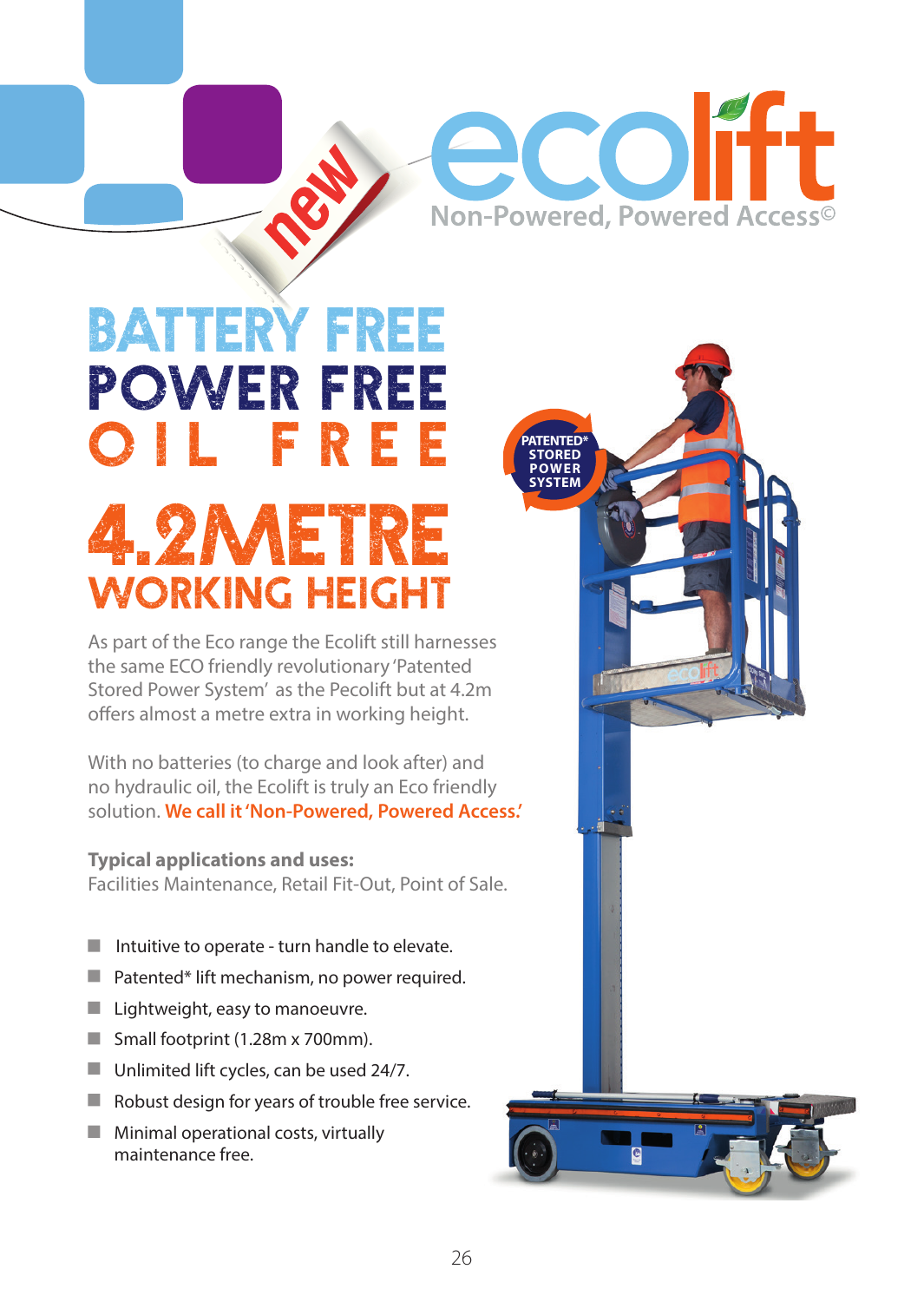# ecolift

Non-Powered, Powered Access©

new

# BATTERY FREE
# POWER FREE
# OIL FREE

## 4.2METRE WORKING HEIGHT

PATENTED* STORED POWER SYSTEM

As part of the Eco range the Ecolift still harnesses the same ECO friendly revolutionary 'Patented Stored Power System' as the Pecolift but at 4.2m offers almost a metre extra in working height.

With no batteries (to charge and look after) and no hydraulic oil, the Ecolift is truly an Eco friendly solution. **We call it 'Non-Powered, Powered Access.'**

**Typical applications and uses:**
Facilities Maintenance, Retail Fit-Out, Point of Sale.

- Intuitive to operate - turn handle to elevate.
- Patented* lift mechanism, no power required.
- Lightweight, easy to manoeuvre.
- Small footprint (1.28m x 700mm).
- Unlimited lift cycles, can be used 24/7.
- Robust design for years of trouble free service.
- Minimal operational costs, virtually maintenance free.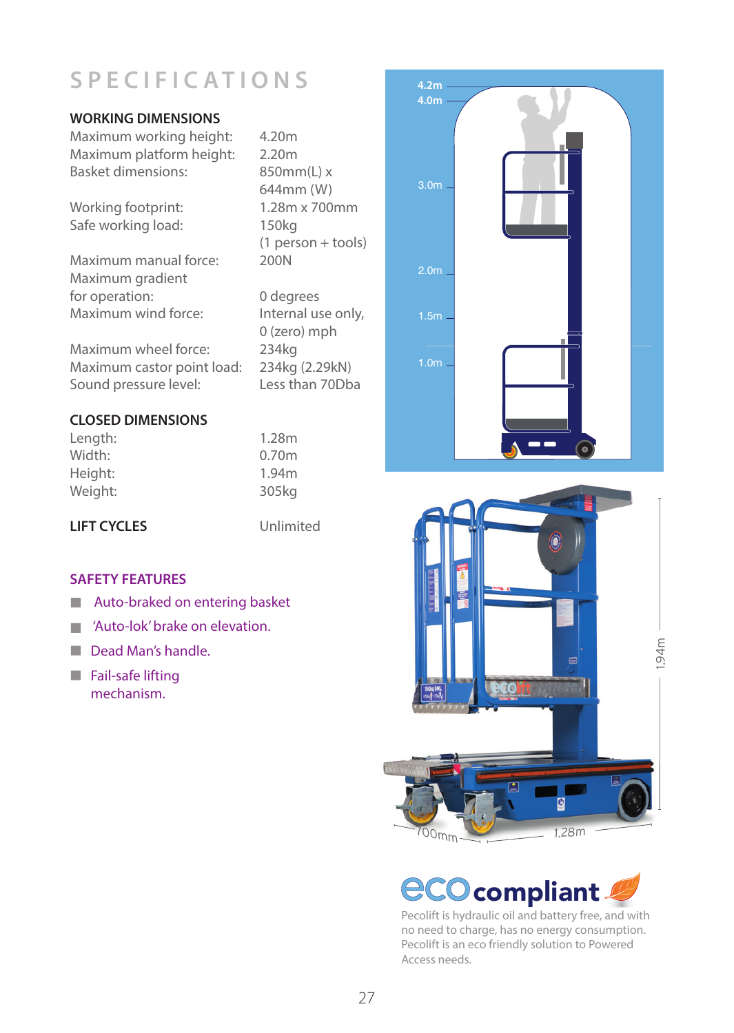# SPECIFICATIONS

## WORKING DIMENSIONS

| | |
|---|---|
| Maximum working height: | 4.20m |
| Maximum platform height: | 2.20m |
| Basket dimensions: | 850mm(L) x 644mm (W) |
| Working footprint: | 1.28m x 700mm |
| Safe working load: | 150kg (1 person + tools) |
| Maximum manual force: | 200N |
| Maximum gradient for operation: | 0 degrees |
| Maximum wind force: | Internal use only, 0 (zero) mph |
| Maximum wheel force: | 234kg |
| Maximum castor point load: | 234kg (2.29kN) |
| Sound pressure level: | Less than 70Dba |

## CLOSED DIMENSIONS

| | |
|---|---|
| Length: | 1.28m |
| Width: | 0.70m |
| Height: | 1.94m |
| Weight: | 305kg |

## LIFT CYCLES

Unlimited

## SAFETY FEATURES

- Auto-braked on entering basket
- 'Auto-lok' brake on elevation.
- Dead Man's handle.
- Fail-safe lifting mechanism.

4.2m
4.0m
3.0m
2.0m
1.5m
1.0m

1.94m
700mm
1.28m

## ecocompliant

Pecolift is hydraulic oil and battery free, and with no need to charge, has no energy consumption. Pecolift is an eco friendly solution to Powered Access needs.